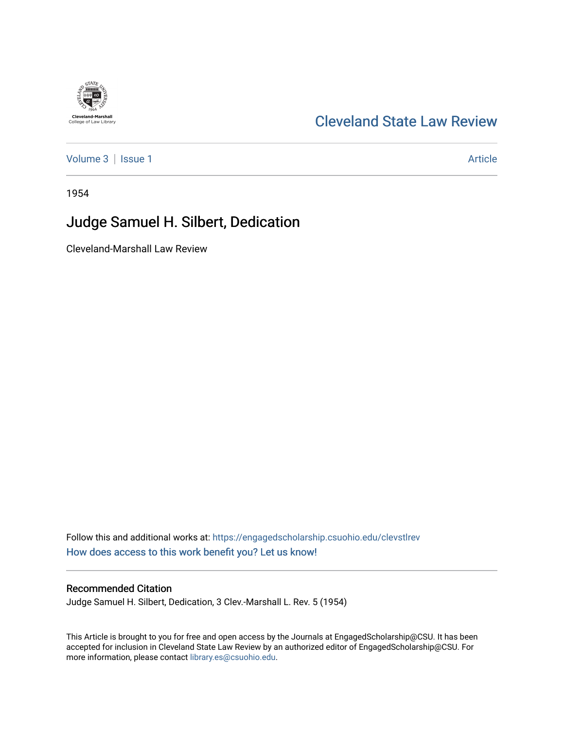Cleveland State Law Review

Volume 3 | Issue 1

Article

1954

# Judge Samuel H. Silbert, Dedication

Cleveland-Marshall Law Review

Follow this and additional works at: https://engagedscholarship.csuohio.edu/clevstlrev

How does access to this work benefit you? Let us know!

## Recommended Citation

Judge Samuel H. Silbert, Dedication, 3 Clev.-Marshall L. Rev. 5 (1954)

This Article is brought to you for free and open access by the Journals at EngagedScholarship@CSU. It has been accepted for inclusion in Cleveland State Law Review by an authorized editor of EngagedScholarship@CSU. For more information, please contact library.es@csuohio.edu.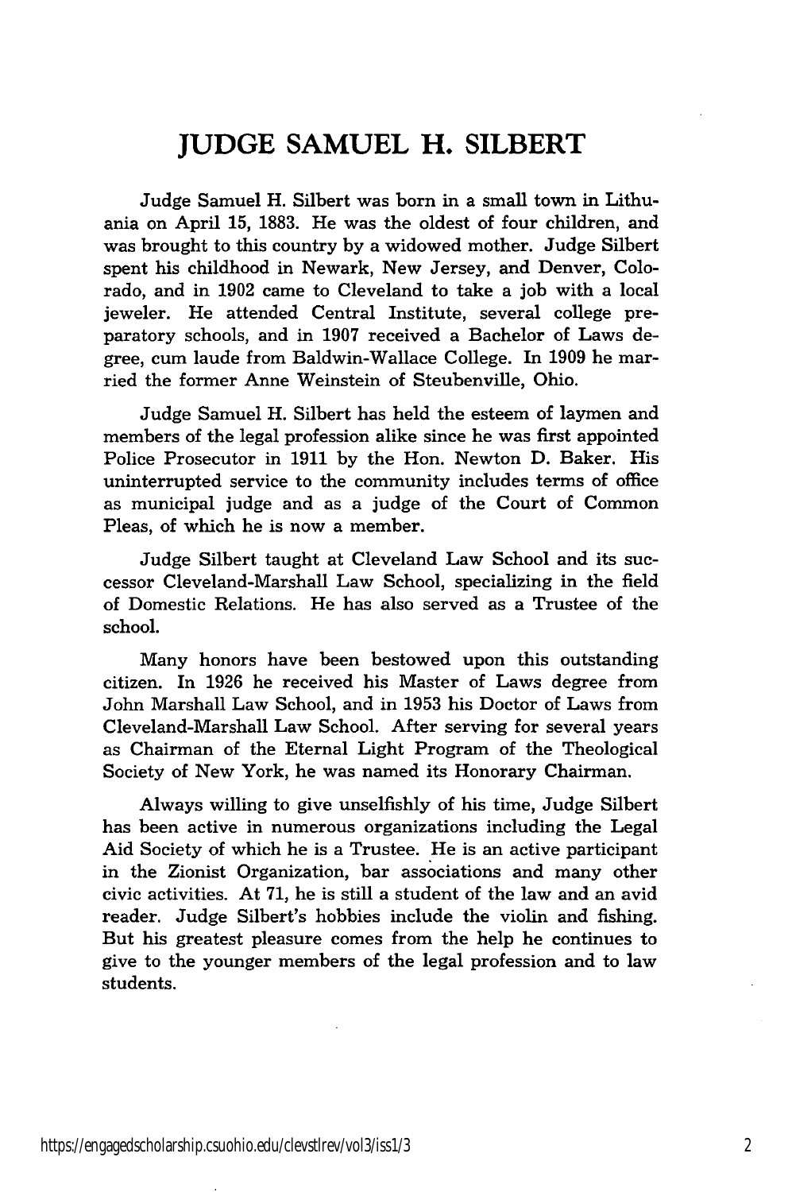# JUDGE SAMUEL H. SILBERT

Judge Samuel H. Silbert was born in a small town in Lithuania on April 15, 1883. He was the oldest of four children, and was brought to this country by a widowed mother. Judge Silbert spent his childhood in Newark, New Jersey, and Denver, Colorado, and in 1902 came to Cleveland to take a job with a local jeweler. He attended Central Institute, several college preparatory schools, and in 1907 received a Bachelor of Laws degree, cum laude from Baldwin-Wallace College. In 1909 he married the former Anne Weinstein of Steubenville, Ohio.

Judge Samuel H. Silbert has held the esteem of laymen and members of the legal profession alike since he was first appointed Police Prosecutor in 1911 by the Hon. Newton D. Baker. His uninterrupted service to the community includes terms of office as municipal judge and as a judge of the Court of Common Pleas, of which he is now a member.

Judge Silbert taught at Cleveland Law School and its successor Cleveland-Marshall Law School, specializing in the field of Domestic Relations. He has also served as a Trustee of the school.

Many honors have been bestowed upon this outstanding citizen. In 1926 he received his Master of Laws degree from John Marshall Law School, and in 1953 his Doctor of Laws from Cleveland-Marshall Law School. After serving for several years as Chairman of the Eternal Light Program of the Theological Society of New York, he was named its Honorary Chairman.

Always willing to give unselfishly of his time, Judge Silbert has been active in numerous organizations including the Legal Aid Society of which he is a Trustee. He is an active participant in the Zionist Organization, bar associations and many other civic activities. At 71, he is still a student of the law and an avid reader. Judge Silbert's hobbies include the violin and fishing. But his greatest pleasure comes from the help he continues to give to the younger members of the legal profession and to law students.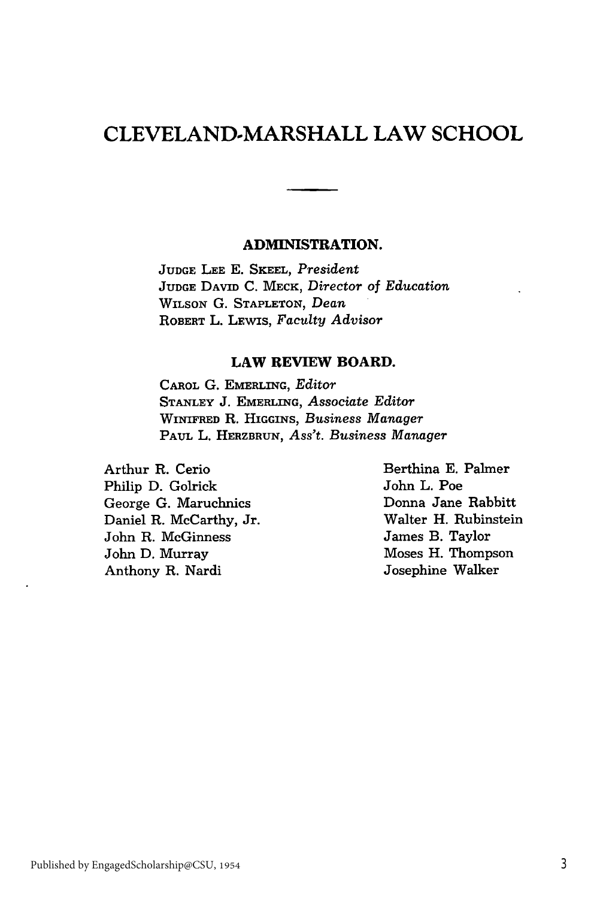# CLEVELAND-MARSHALL LAW SCHOOL

## ADMINISTRATION.

JUDGE LEE E. SKEEL, *President*
JUDGE DAVID C. MECK, *Director of Education*
WILSON G. STAPLETON, *Dean*
ROBERT L. LEWIS, *Faculty Advisor*

## LAW REVIEW BOARD.

CAROL G. EMERLING, *Editor*
STANLEY J. EMERLING, *Associate Editor*
WINIFRED R. HIGGINS, *Business Manager*
PAUL L. HERZBRUN, *Ass't. Business Manager*

Arthur R. Cerio
Philip D. Golrick
George G. Maruchnics
Daniel R. McCarthy, Jr.
John R. McGinness
John D. Murray
Anthony R. Nardi
Berthina E. Palmer
John L. Poe
Donna Jane Rabbitt
Walter H. Rubinstein
James B. Taylor
Moses H. Thompson
Josephine Walker